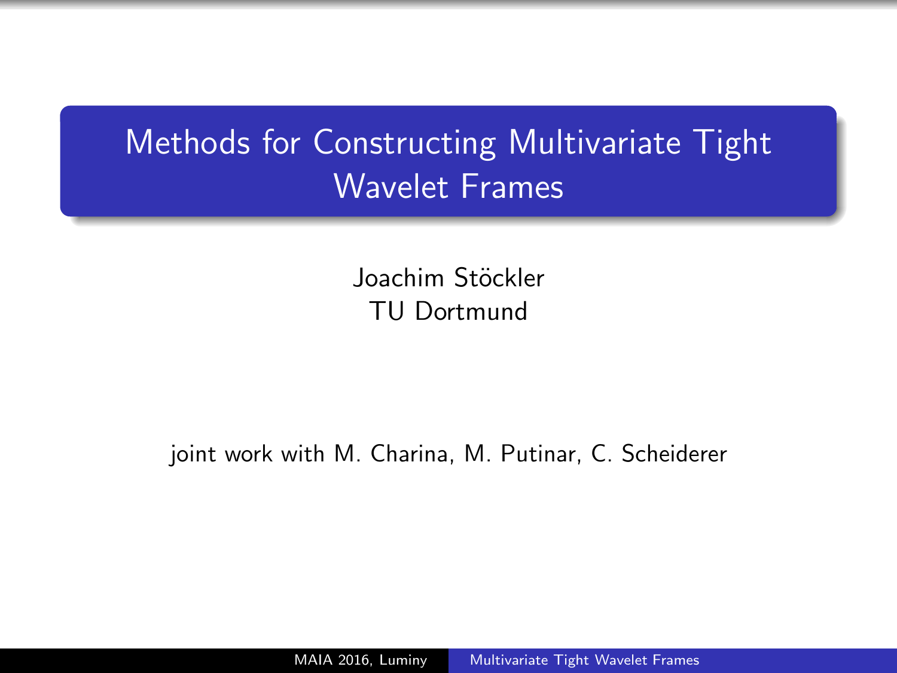# Methods for Constructing Multivariate Tight Wavelet Frames

Joachim Stöckler
TU Dortmund

joint work with M. Charina, M. Putinar, C. Scheiderer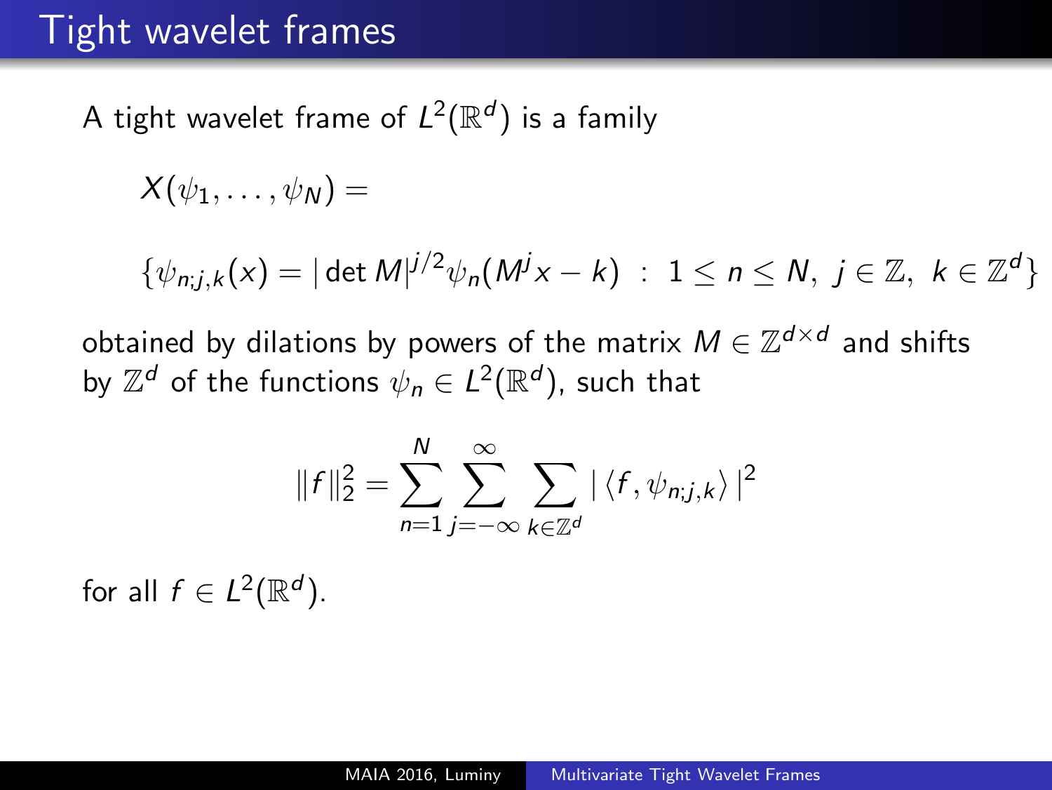# Tight wavelet frames

A tight wavelet frame of $L^2(\mathbb{R}^d)$ is a family

$$X(\psi_1, \ldots, \psi_N) =$$

$$\{\psi_{n;j,k}(x) = |\det M|^{j/2} \psi_n(M^j x - k) \ : \ 1 \le n \le N, \ j \in \mathbb{Z}, \ k \in \mathbb{Z}^d\}$$

obtained by dilations by powers of the matrix $M \in \mathbb{Z}^{d \times d}$ and shifts by $\mathbb{Z}^d$ of the functions $\psi_n \in L^2(\mathbb{R}^d)$, such that

$$\|f\|_2^2 = \sum_{n=1}^{N} \sum_{j=-\infty}^{\infty} \sum_{k \in \mathbb{Z}^d} |\langle f, \psi_{n;j,k} \rangle|^2$$

for all $f \in L^2(\mathbb{R}^d)$.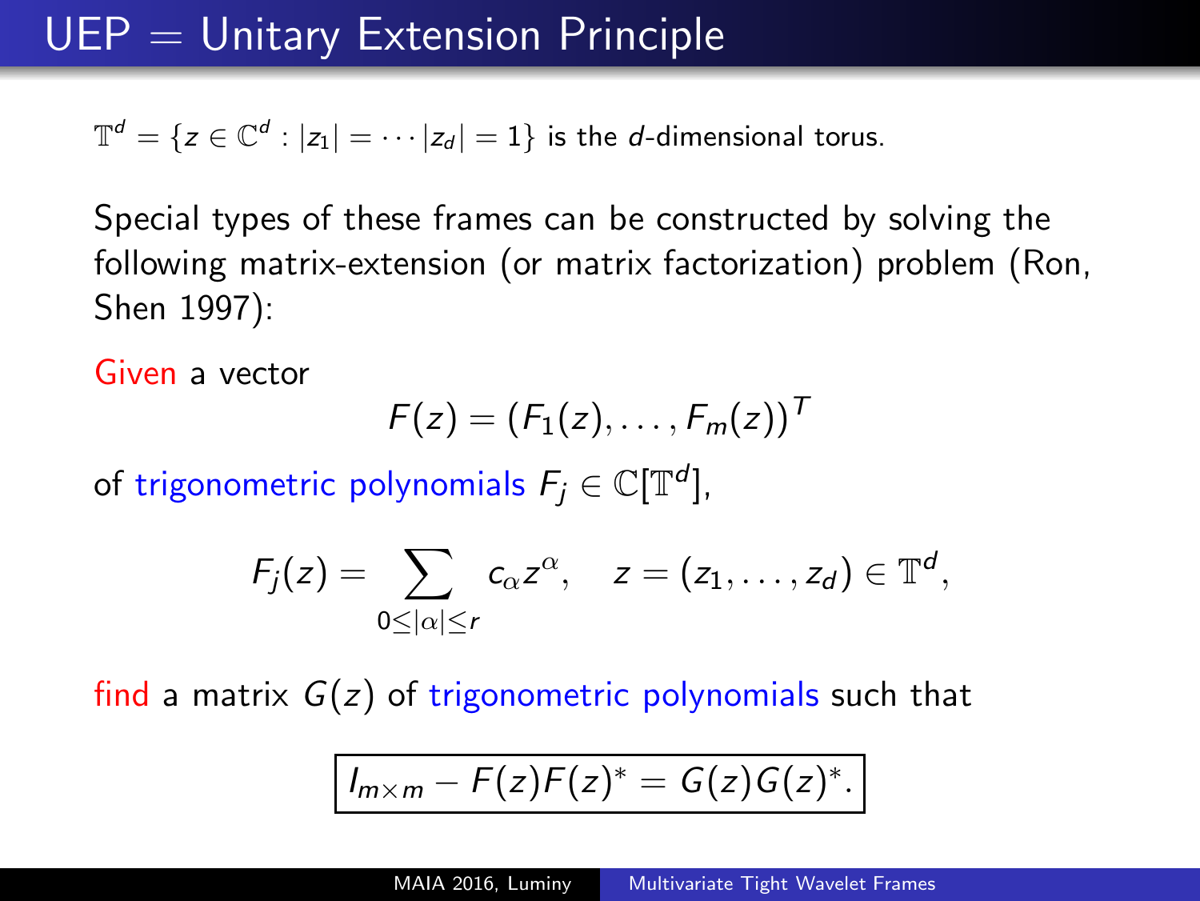# UEP = Unitary Extension Principle

$\mathbb{T}^d = \{z \in \mathbb{C}^d : |z_1| = \cdots |z_d| = 1\}$ is the $d$-dimensional torus.

Special types of these frames can be constructed by solving the following matrix-extension (or matrix factorization) problem (Ron, Shen 1997):

Given a vector

$$F(z) = (F_1(z), \ldots, F_m(z))^T$$

of trigonometric polynomials $F_j \in \mathbb{C}[\mathbb{T}^d]$,

$$F_j(z) = \sum_{0 \leq |\alpha| \leq r} c_\alpha z^\alpha, \quad z = (z_1, \ldots, z_d) \in \mathbb{T}^d,$$

find a matrix $G(z)$ of trigonometric polynomials such that

$$\boxed{I_{m \times m} - F(z)F(z)^* = G(z)G(z)^*.}$$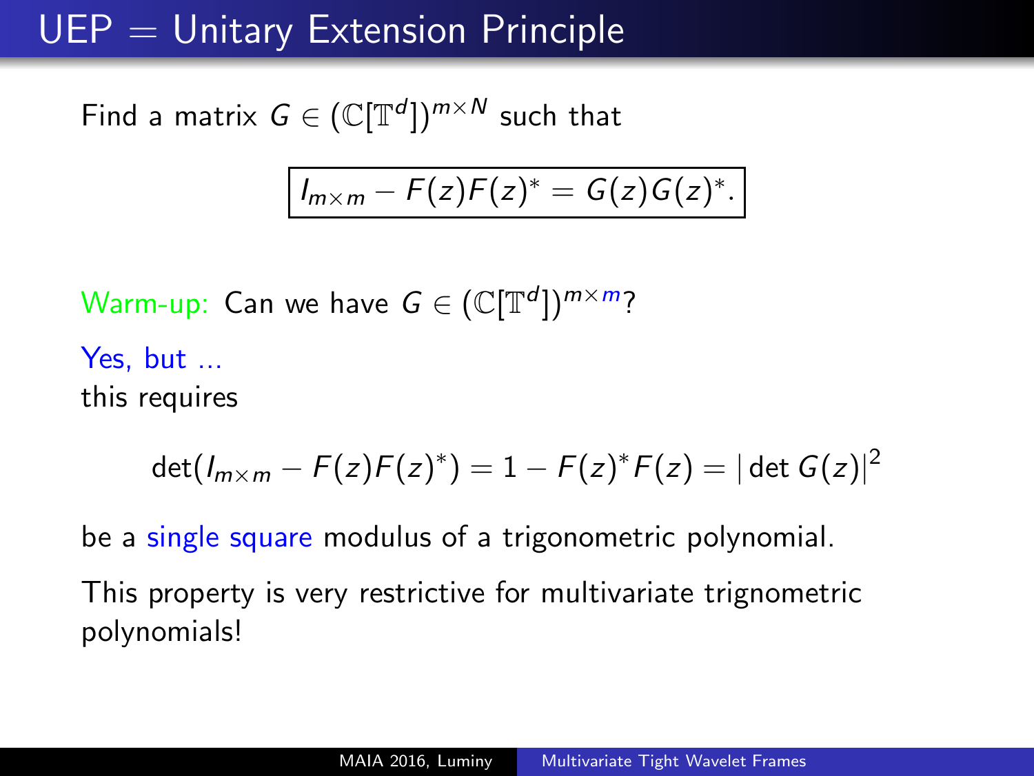# UEP = Unitary Extension Principle

Find a matrix $G \in (\mathbb{C}[\mathbb{T}^d])^{m \times N}$ such that

$$\boxed{I_{m\times m} - F(z)F(z)^* = G(z)G(z)^*.}$$

Warm-up: Can we have $G \in (\mathbb{C}[\mathbb{T}^d])^{m \times m}$?

Yes, but ...
this requires

$$\det(I_{m\times m} - F(z)F(z)^*) = 1 - F(z)^*F(z) = |\det G(z)|^2$$

be a single square modulus of a trigonometric polynomial.

This property is very restrictive for multivariate trignometric polynomials!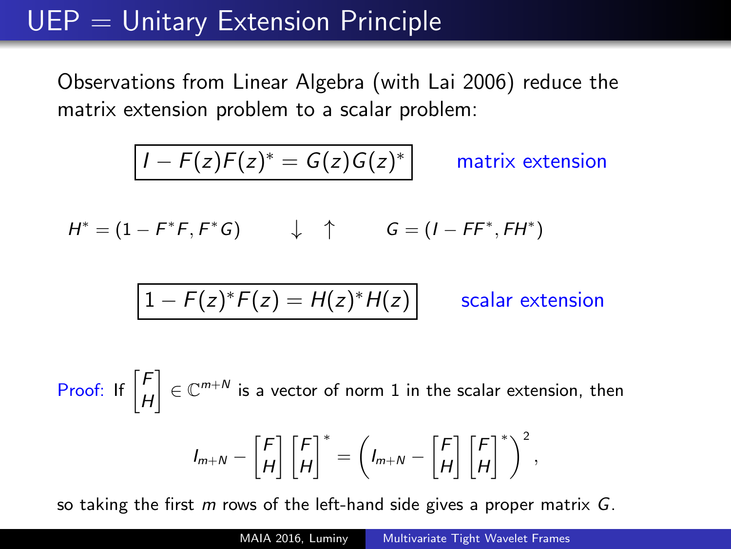# UEP = Unitary Extension Principle

Observations from Linear Algebra (with Lai 2006) reduce the matrix extension problem to a scalar problem:

$$\boxed{I - F(z)F(z)^* = G(z)G(z)^*} \qquad \text{matrix extension}$$

$$H^* = (1 - F^*F, F^*G) \qquad \downarrow \ \uparrow \qquad G = (I - FF^*, FH^*)$$

$$\boxed{1 - F(z)^*F(z) = H(z)^*H(z)} \qquad \text{scalar extension}$$

Proof: If $\begin{bmatrix} F \\ H \end{bmatrix} \in \mathbb{C}^{m+N}$ is a vector of norm 1 in the scalar extension, then

$$I_{m+N} - \begin{bmatrix} F \\ H \end{bmatrix} \begin{bmatrix} F \\ H \end{bmatrix}^* = \left( I_{m+N} - \begin{bmatrix} F \\ H \end{bmatrix} \begin{bmatrix} F \\ H \end{bmatrix}^* \right)^2,$$

so taking the first $m$ rows of the left-hand side gives a proper matrix $G$.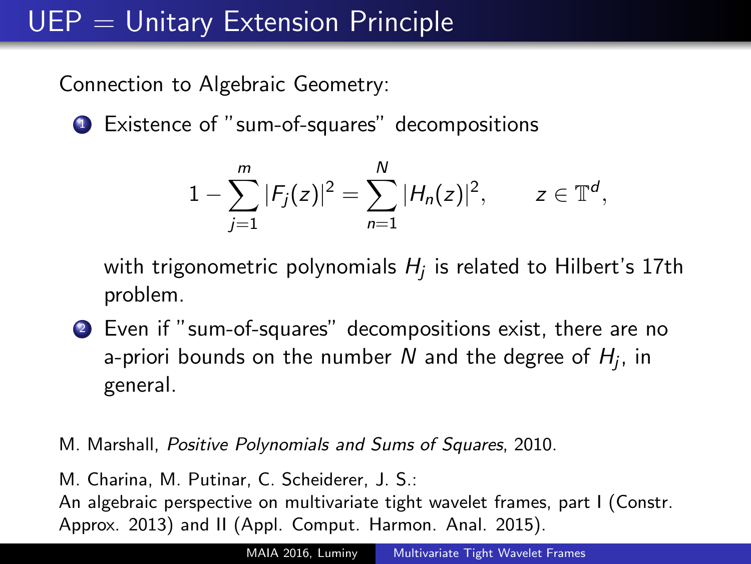# UEP = Unitary Extension Principle

Connection to Algebraic Geometry:

1. Existence of "sum-of-squares" decompositions

$$1 - \sum_{j=1}^{m} |F_j(z)|^2 = \sum_{n=1}^{N} |H_n(z)|^2, \qquad z \in \mathbb{T}^d,$$

   with trigonometric polynomials $H_j$ is related to Hilbert's 17th problem.

2. Even if "sum-of-squares" decompositions exist, there are no a-priori bounds on the number $N$ and the degree of $H_j$, in general.

M. Marshall, *Positive Polynomials and Sums of Squares*, 2010.

M. Charina, M. Putinar, C. Scheiderer, J. S.:
An algebraic perspective on multivariate tight wavelet frames, part I (Constr. Approx. 2013) and II (Appl. Comput. Harmon. Anal. 2015).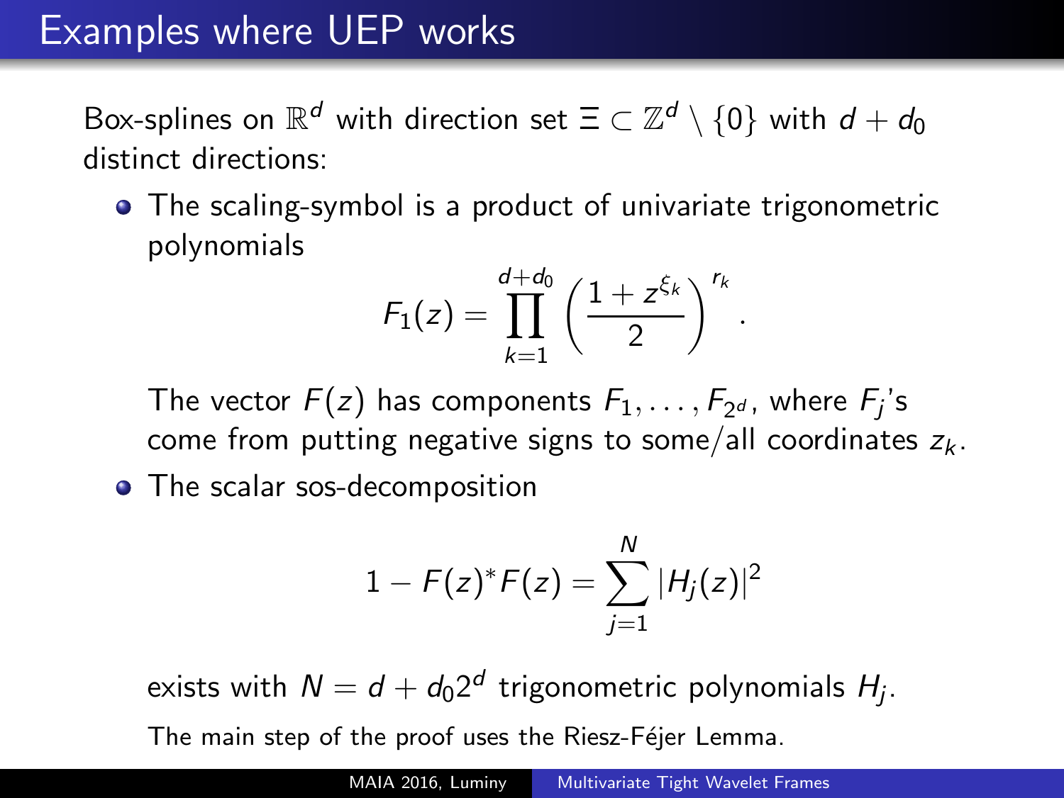# Examples where UEP works

Box-splines on $\mathbb{R}^d$ with direction set $\Xi \subset \mathbb{Z}^d \setminus \{0\}$ with $d + d_0$ distinct directions:

- The scaling-symbol is a product of univariate trigonometric polynomials

$$F_1(z) = \prod_{k=1}^{d+d_0} \left( \frac{1 + z^{\xi_k}}{2} \right)^{r_k}.$$

  The vector $F(z)$ has components $F_1, \ldots, F_{2^d}$, where $F_j$'s come from putting negative signs to some/all coordinates $z_k$.

- The scalar sos-decomposition

$$1 - F(z)^* F(z) = \sum_{j=1}^{N} |H_j(z)|^2$$

  exists with $N = d + d_0 2^d$ trigonometric polynomials $H_j$.

  The main step of the proof uses the Riesz-Féjer Lemma.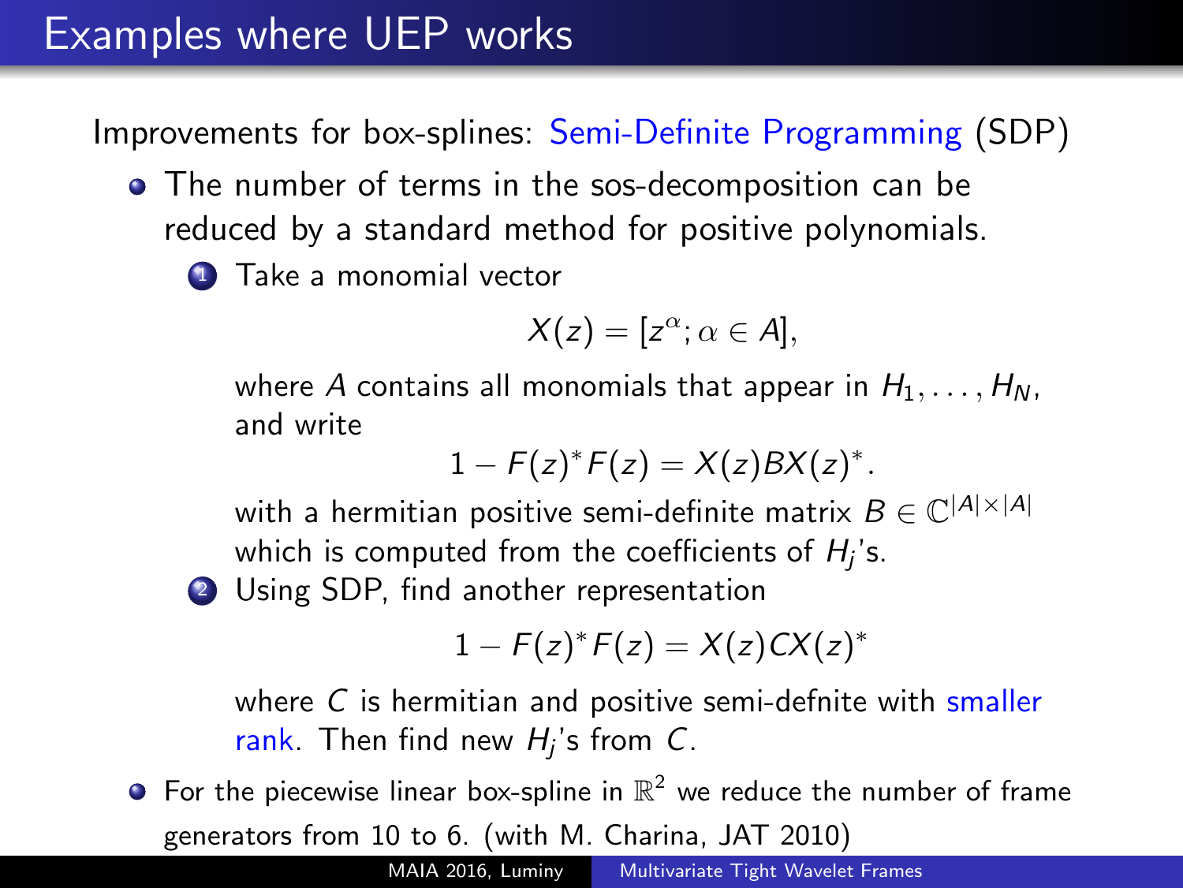# Examples where UEP works

Improvements for box-splines: Semi-Definite Programming (SDP)

- The number of terms in the sos-decomposition can be reduced by a standard method for positive polynomials.
  1. Take a monomial vector
     $$X(z) = [z^\alpha; \alpha \in A],$$
     where $A$ contains all monomials that appear in $H_1, \dots, H_N$, and write
     $$1 - F(z)^* F(z) = X(z) B X(z)^*.$$
     with a hermitian positive semi-definite matrix $B \in \mathbb{C}^{|A| \times |A|}$ which is computed from the coefficients of $H_j$'s.
  2. Using SDP, find another representation
     $$1 - F(z)^* F(z) = X(z) C X(z)^*$$
     where $C$ is hermitian and positive semi-defnite with smaller rank. Then find new $H_j$'s from $C$.
- For the piecewise linear box-spline in $\mathbb{R}^2$ we reduce the number of frame generators from 10 to 6. (with M. Charina, JAT 2010)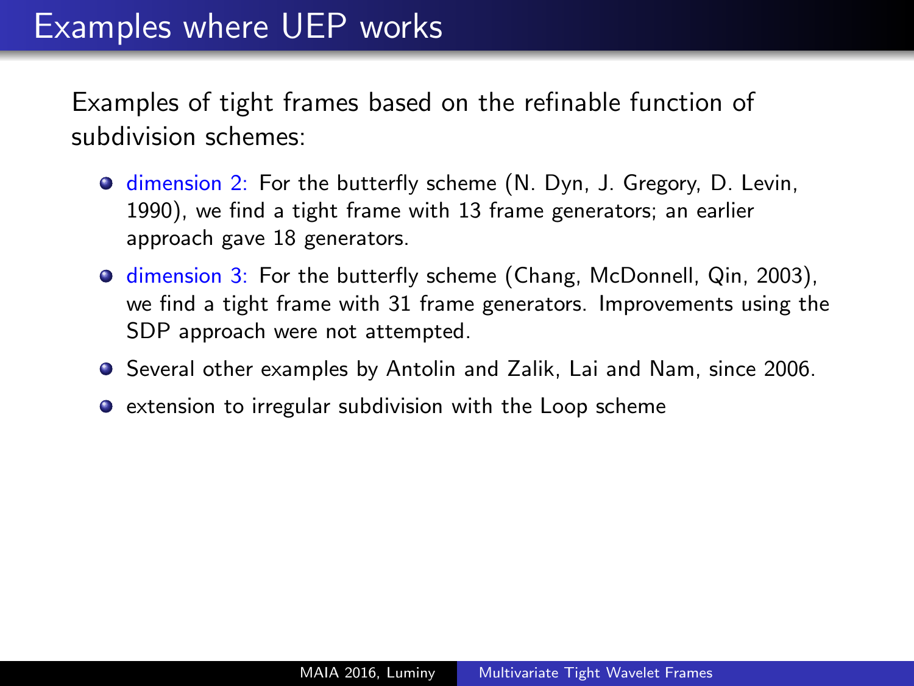# Examples where UEP works

Examples of tight frames based on the refinable function of subdivision schemes:

- dimension 2: For the butterfly scheme (N. Dyn, J. Gregory, D. Levin, 1990), we find a tight frame with 13 frame generators; an earlier approach gave 18 generators.
- dimension 3: For the butterfly scheme (Chang, McDonnell, Qin, 2003), we find a tight frame with 31 frame generators. Improvements using the SDP approach were not attempted.
- Several other examples by Antolin and Zalik, Lai and Nam, since 2006.
- extension to irregular subdivision with the Loop scheme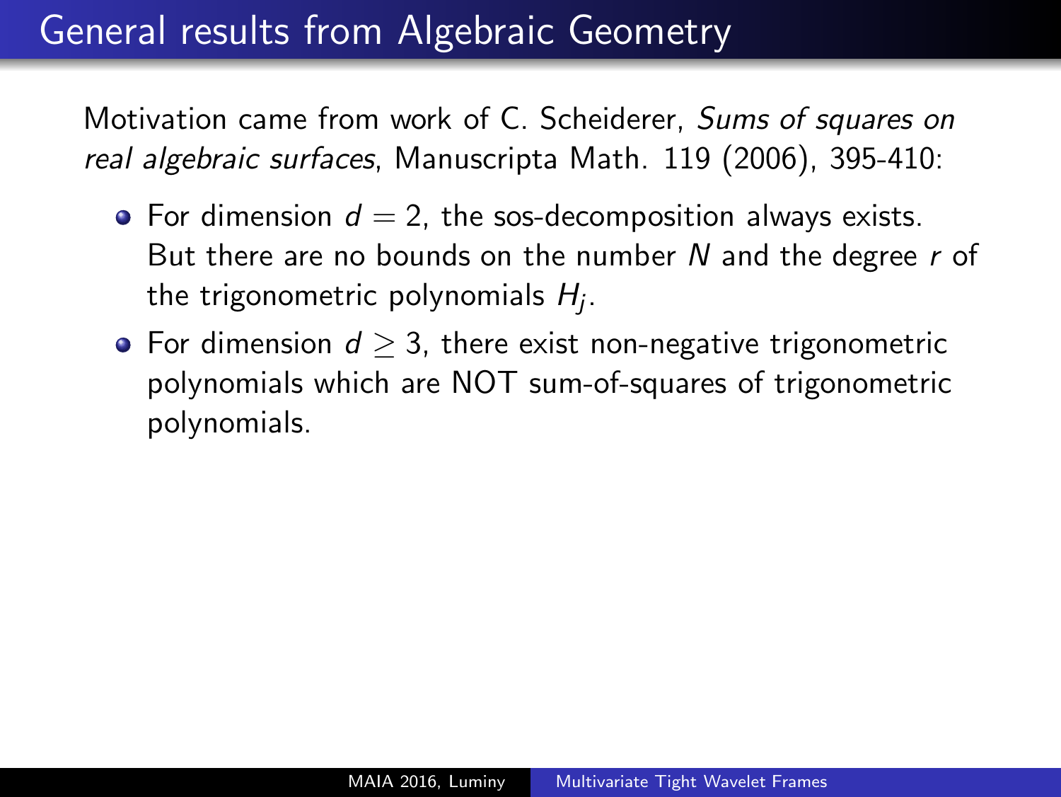# General results from Algebraic Geometry

Motivation came from work of C. Scheiderer, *Sums of squares on real algebraic surfaces*, Manuscripta Math. 119 (2006), 395-410:

- For dimension $d = 2$, the sos-decomposition always exists. But there are no bounds on the number $N$ and the degree $r$ of the trigonometric polynomials $H_j$.
- For dimension $d \geq 3$, there exist non-negative trigonometric polynomials which are NOT sum-of-squares of trigonometric polynomials.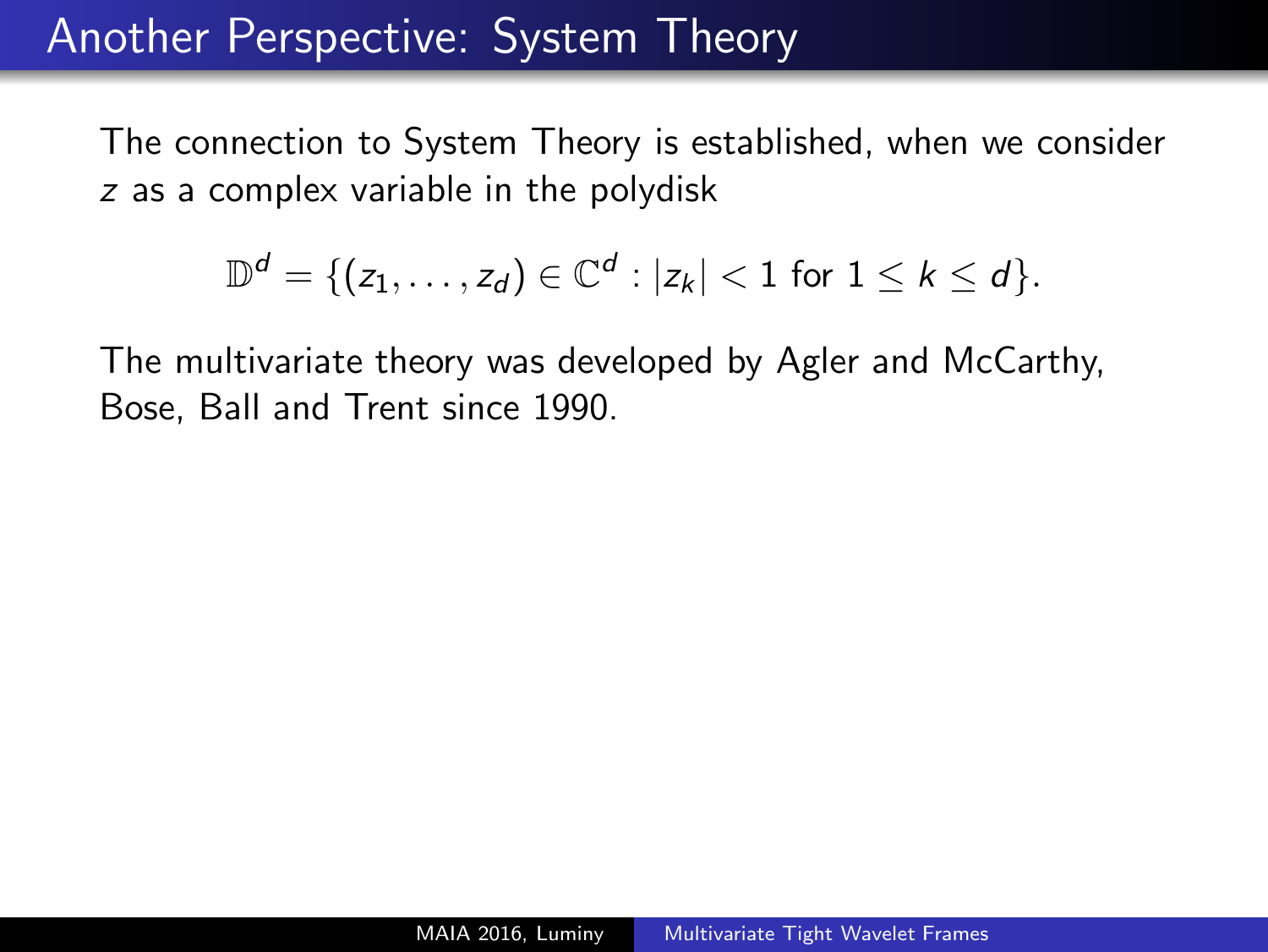# Another Perspective: System Theory

The connection to System Theory is established, when we consider $z$ as a complex variable in the polydisk

$$\mathbb{D}^d = \{(z_1, \ldots, z_d) \in \mathbb{C}^d : |z_k| < 1 \text{ for } 1 \leq k \leq d\}.$$

The multivariate theory was developed by Agler and McCarthy, Bose, Ball and Trent since 1990.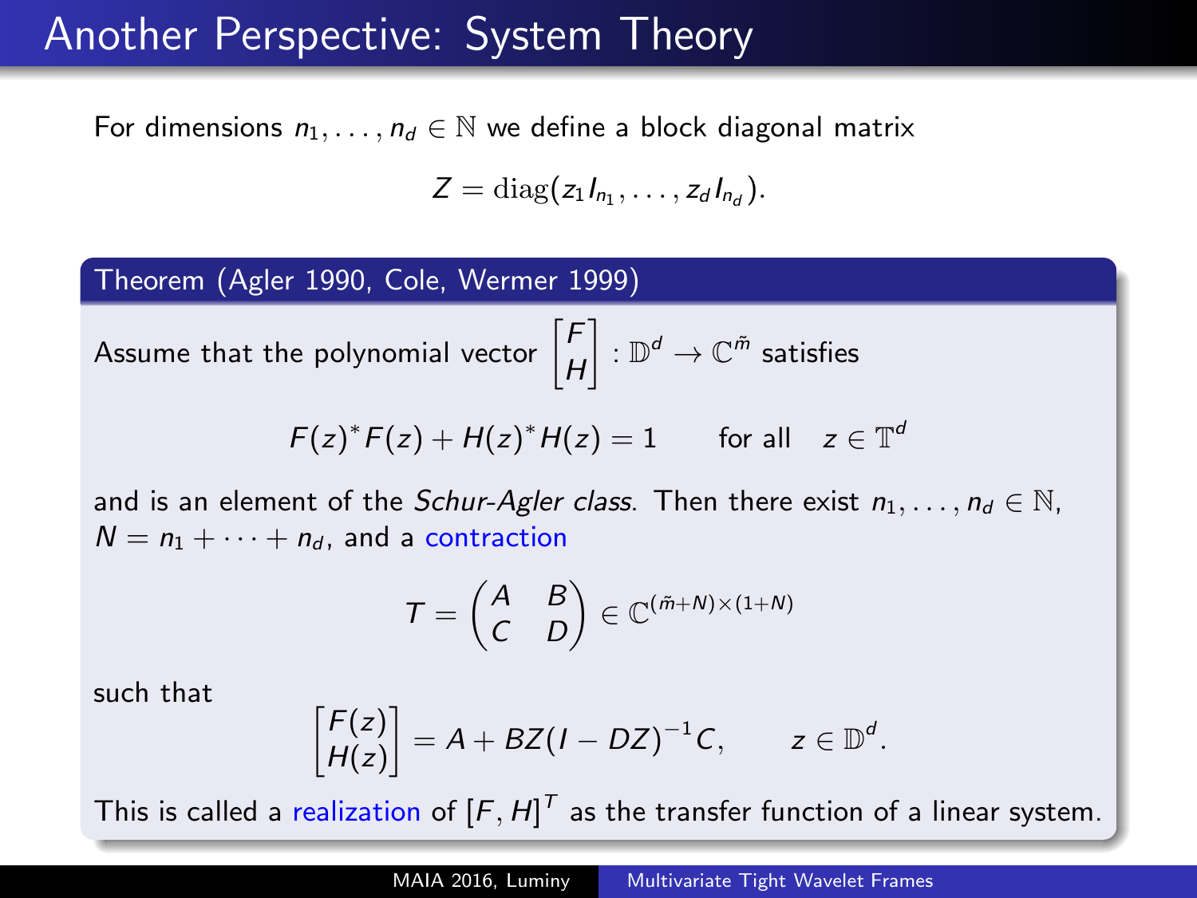# Another Perspective: System Theory

For dimensions $n_1, \dots, n_d \in \mathbb{N}$ we define a block diagonal matrix

$$Z = \operatorname{diag}(z_1 I_{n_1}, \dots, z_d I_{n_d}).$$

**Theorem (Agler 1990, Cole, Wermer 1999)**

Assume that the polynomial vector $\begin{bmatrix} F \\ H \end{bmatrix} : \mathbb{D}^d \to \mathbb{C}^{\tilde{m}}$ satisfies

$$F(z)^* F(z) + H(z)^* H(z) = 1 \qquad \text{for all} \quad z \in \mathbb{T}^d$$

and is an element of the *Schur-Agler class*. Then there exist $n_1, \dots, n_d \in \mathbb{N}$, $N = n_1 + \dots + n_d$, and a contraction

$$T = \begin{pmatrix} A & B \\ C & D \end{pmatrix} \in \mathbb{C}^{(\tilde{m}+N)\times(1+N)}$$

such that

$$\begin{bmatrix} F(z) \\ H(z) \end{bmatrix} = A + BZ(I - DZ)^{-1}C, \qquad z \in \mathbb{D}^d.$$

This is called a realization of $[F, H]^T$ as the transfer function of a linear system.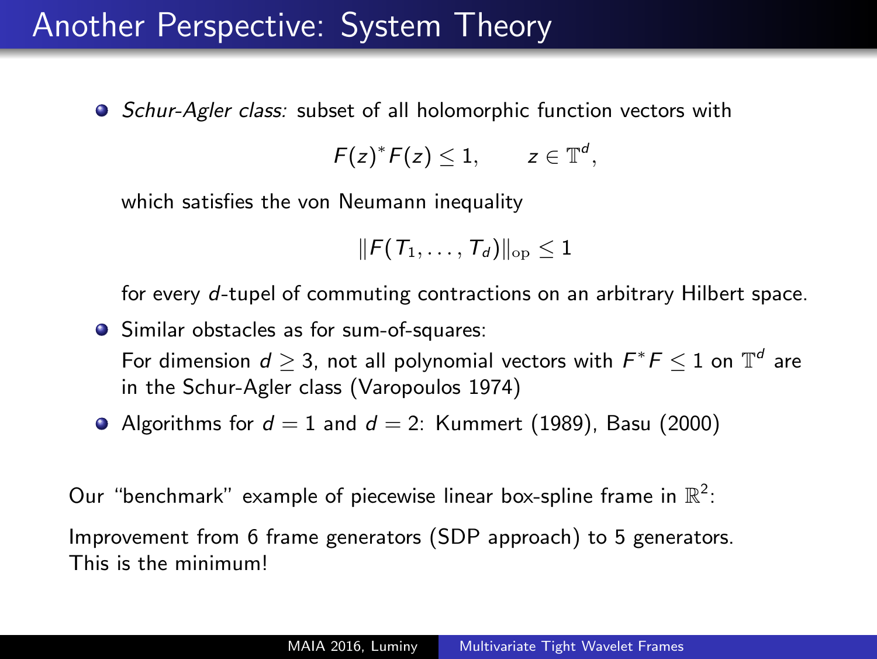# Another Perspective: System Theory

- *Schur-Agler class:* subset of all holomorphic function vectors with

$$F(z)^* F(z) \leq 1, \qquad z \in \mathbb{T}^d,$$

  which satisfies the von Neumann inequality

$$\|F(T_1, \ldots, T_d)\|_{\mathrm{op}} \leq 1$$

  for every $d$-tupel of commuting contractions on an arbitrary Hilbert space.

- Similar obstacles as for sum-of-squares:
  For dimension $d \geq 3$, not all polynomial vectors with $F^* F \leq 1$ on $\mathbb{T}^d$ are in the Schur-Agler class (Varopoulos 1974)

- Algorithms for $d = 1$ and $d = 2$: Kummert (1989), Basu (2000)

Our "benchmark" example of piecewise linear box-spline frame in $\mathbb{R}^2$:

Improvement from 6 frame generators (SDP approach) to 5 generators.
This is the minimum!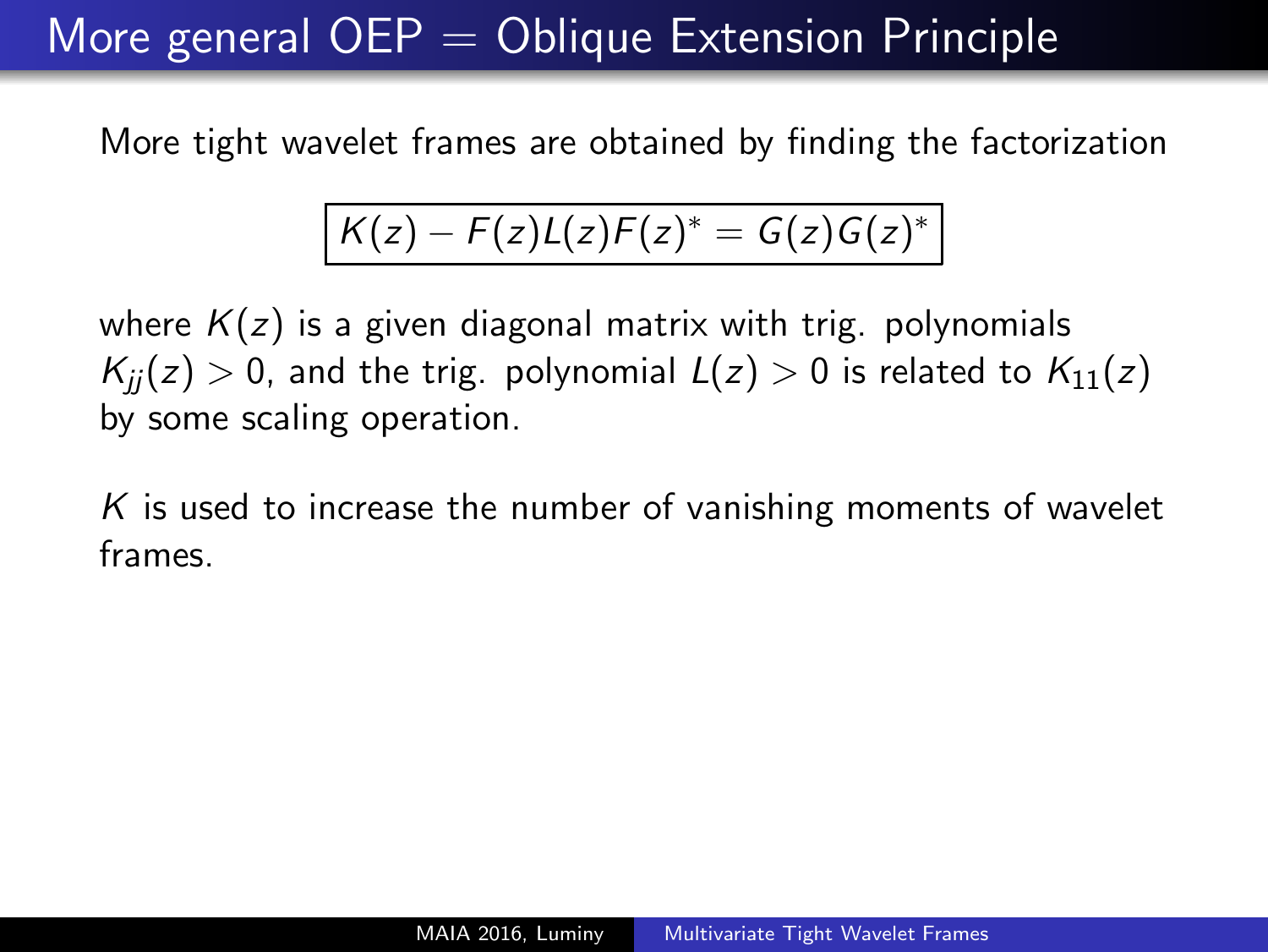# More general OEP = Oblique Extension Principle

More tight wavelet frames are obtained by finding the factorization

$$\boxed{K(z) - F(z)L(z)F(z)^* = G(z)G(z)^*}$$

where $K(z)$ is a given diagonal matrix with trig. polynomials $K_{jj}(z) > 0$, and the trig. polynomial $L(z) > 0$ is related to $K_{11}(z)$ by some scaling operation.

$K$ is used to increase the number of vanishing moments of wavelet frames.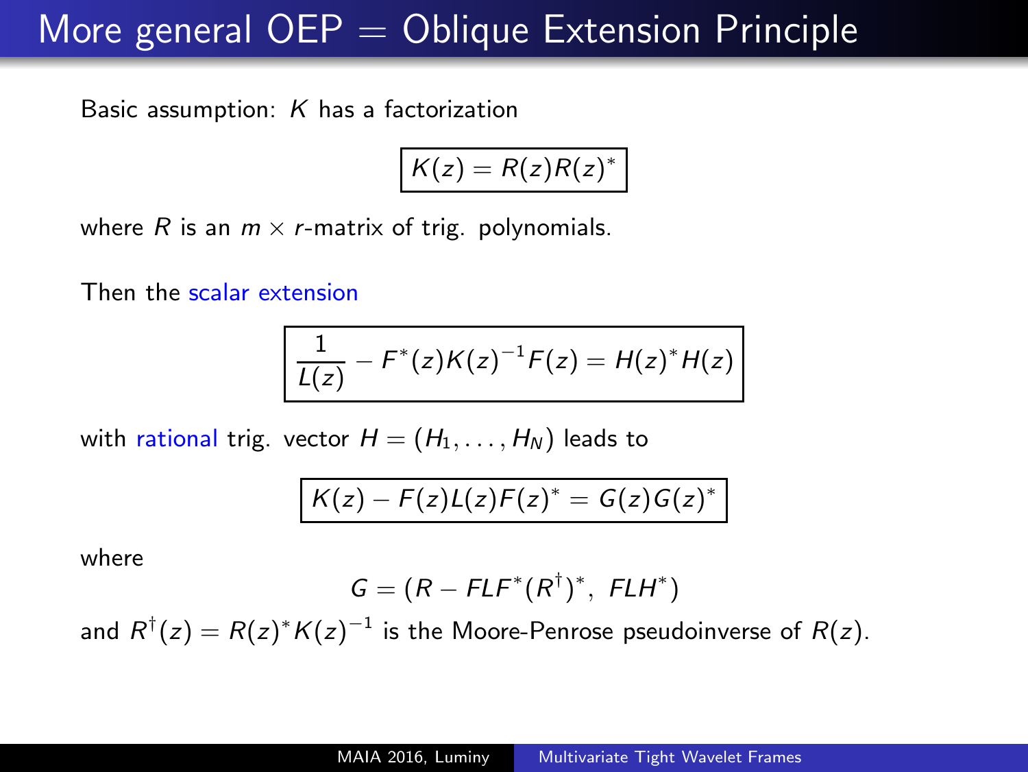# More general OEP = Oblique Extension Principle

Basic assumption: $K$ has a factorization

$$\boxed{K(z) = R(z)R(z)^*}$$

where $R$ is an $m \times r$-matrix of trig. polynomials.

Then the scalar extension

$$\boxed{\frac{1}{L(z)} - F^*(z)K(z)^{-1}F(z) = H(z)^*H(z)}$$

with rational trig. vector $H = (H_1, \ldots, H_N)$ leads to

$$\boxed{K(z) - F(z)L(z)F(z)^* = G(z)G(z)^*}$$

where

$$G = (R - FLF^*(R^\dagger)^*,\ FLH^*)$$

and $R^\dagger(z) = R(z)^*K(z)^{-1}$ is the Moore-Penrose pseudoinverse of $R(z)$.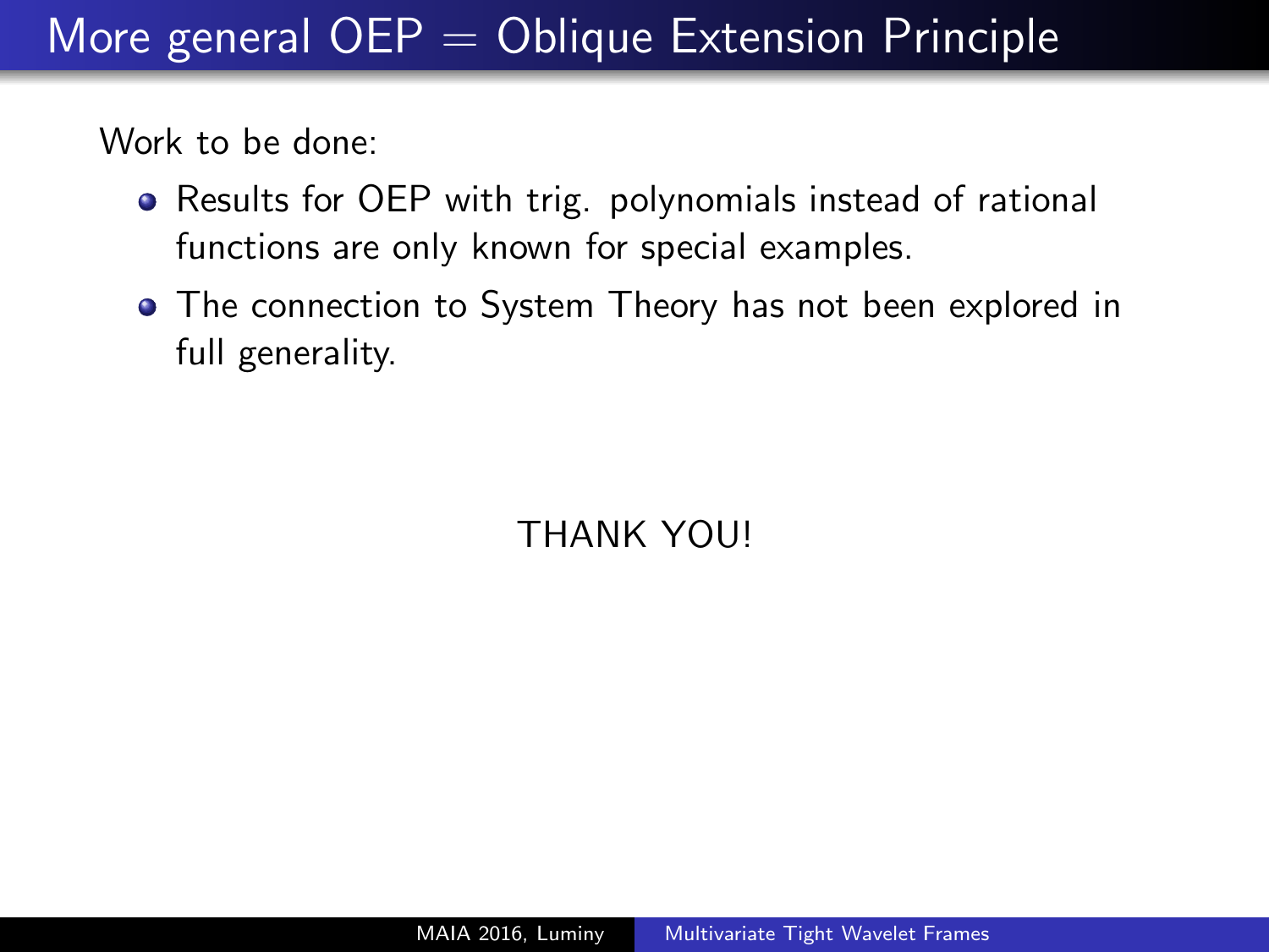# More general OEP = Oblique Extension Principle

Work to be done:

- Results for OEP with trig. polynomials instead of rational functions are only known for special examples.
- The connection to System Theory has not been explored in full generality.

THANK YOU!